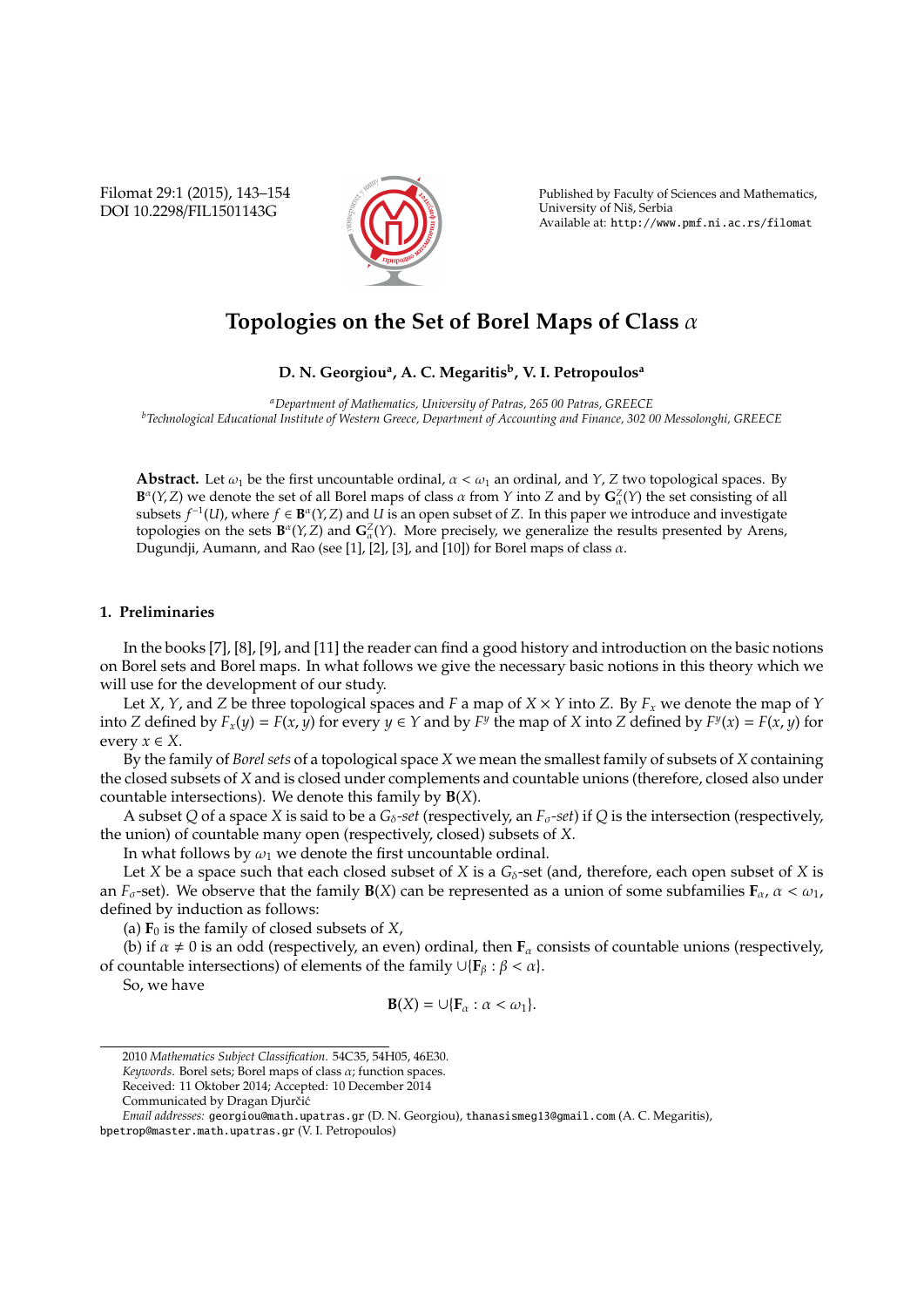# Topologies on the Set of Borel Maps of Class $\alpha$

**D. N. Georgiou[a], A. C. Megaritis[b], V. I. Petropoulos[a]**

[a] *Department of Mathematics, University of Patras, 265 00 Patras, GREECE*
[b] *Technological Educational Institute of Western Greece, Department of Accounting and Finance, 302 00 Messolonghi, GREECE*

**Abstract.** Let $\omega_1$ be the first uncountable ordinal, $\alpha < \omega_1$ an ordinal, and $Y$, $Z$ two topological spaces. By $\mathbf{B}^\alpha(Y, Z)$ we denote the set of all Borel maps of class $\alpha$ from $Y$ into $Z$ and by $\mathbf{G}_\alpha^Z(Y)$ the set consisting of all subsets $f^{-1}(U)$, where $f \in \mathbf{B}^\alpha(Y, Z)$ and $U$ is an open subset of $Z$. In this paper we introduce and investigate topologies on the sets $\mathbf{B}^\alpha(Y, Z)$ and $\mathbf{G}_\alpha^Z(Y)$. More precisely, we generalize the results presented by Arens, Dugundji, Aumann, and Rao (see [1], [2], [3], and [10]) for Borel maps of class $\alpha$.

## 1. Preliminaries

In the books [7], [8], [9], and [11] the reader can find a good history and introduction on the basic notions on Borel sets and Borel maps. In what follows we give the necessary basic notions in this theory which we will use for the development of our study.

Let $X$, $Y$, and $Z$ be three topological spaces and $F$ a map of $X \times Y$ into $Z$. By $F_x$ we denote the map of $Y$ into $Z$ defined by $F_x(y) = F(x, y)$ for every $y \in Y$ and by $F^y$ the map of $X$ into $Z$ defined by $F^y(x) = F(x, y)$ for every $x \in X$.

By the family of *Borel sets* of a topological space $X$ we mean the smallest family of subsets of $X$ containing the closed subsets of $X$ and is closed under complements and countable unions (therefore, closed also under countable intersections). We denote this family by $\mathbf{B}(X)$.

A subset $Q$ of a space $X$ is said to be a $G_\delta$*-set* (respectively, an $F_\sigma$*-set*) if $Q$ is the intersection (respectively, the union) of countable many open (respectively, closed) subsets of $X$.

In what follows by $\omega_1$ we denote the first uncountable ordinal.

Let $X$ be a space such that each closed subset of $X$ is a $G_\delta$-set (and, therefore, each open subset of $X$ is an $F_\sigma$-set). We observe that the family $\mathbf{B}(X)$ can be represented as a union of some subfamilies $\mathbf{F}_\alpha$, $\alpha < \omega_1$, defined by induction as follows:

(a) $\mathbf{F}_0$ is the family of closed subsets of $X$,

(b) if $\alpha \neq 0$ is an odd (respectively, an even) ordinal, then $\mathbf{F}_\alpha$ consists of countable unions (respectively, of countable intersections) of elements of the family $\cup\{\mathbf{F}_\beta : \beta < \alpha\}$.

So, we have

$$\mathbf{B}(X) = \cup\{\mathbf{F}_\alpha : \alpha < \omega_1\}.$$

---

2010 *Mathematics Subject Classification.* 54C35, 54H05, 46E30.

*Keywords.* Borel sets; Borel maps of class $\alpha$; function spaces.

Received: 11 Oktober 2014; Accepted: 10 December 2014

Communicated by Dragan Djurčić

*Email addresses:* georgiou@math.upatras.gr (D. N. Georgiou), thanasismeg13@gmail.com (A. C. Megaritis), bpetrop@master.math.upatras.gr (V. I. Petropoulos)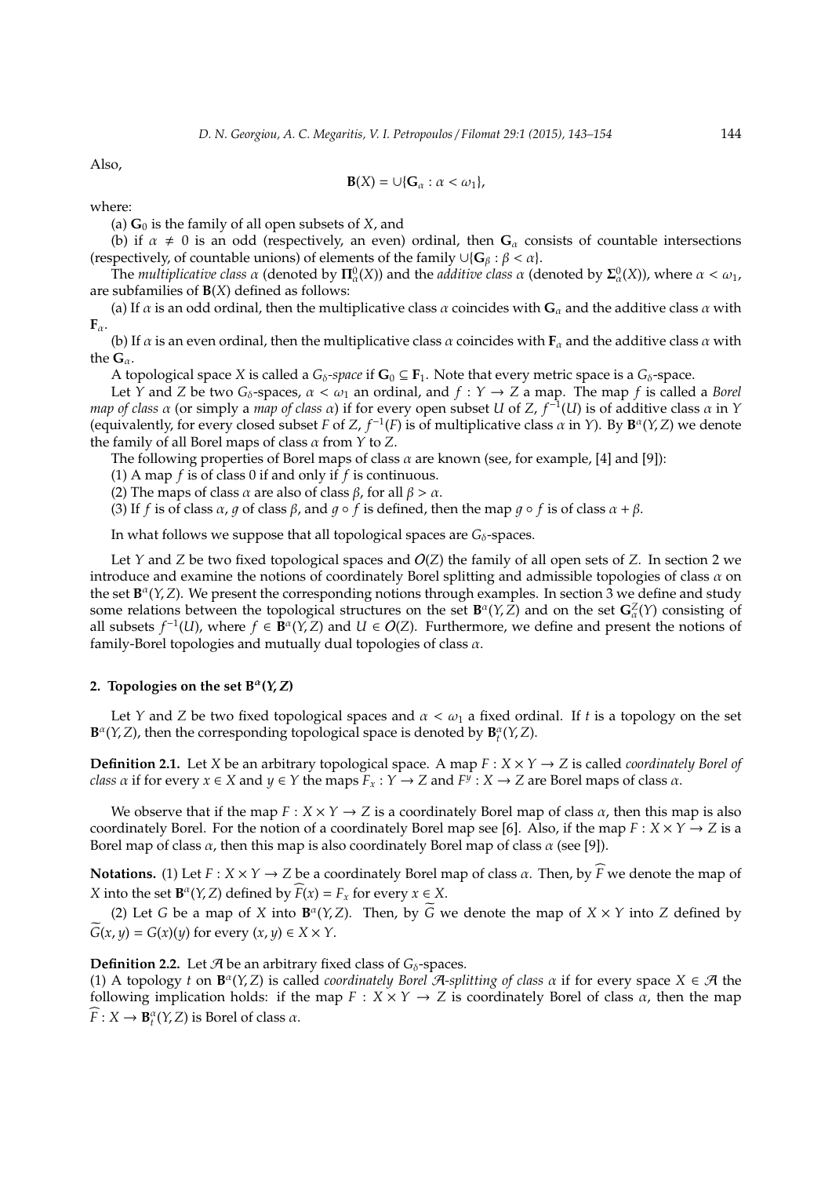Also,

$$\mathbf{B}(X) = \cup\{\mathbf{G}_\alpha : \alpha < \omega_1\},$$

where:

(a) $\mathbf{G}_0$ is the family of all open subsets of $X$, and

(b) if $\alpha \neq 0$ is an odd (respectively, an even) ordinal, then $\mathbf{G}_\alpha$ consists of countable intersections (respectively, of countable unions) of elements of the family $\cup\{\mathbf{G}_\beta : \beta < \alpha\}$.

The *multiplicative class* $\alpha$ (denoted by $\mathbf{\Pi}^0_\alpha(X)$) and the *additive class* $\alpha$ (denoted by $\mathbf{\Sigma}^0_\alpha(X)$), where $\alpha < \omega_1$, are subfamilies of $\mathbf{B}(X)$ defined as follows:

(a) If $\alpha$ is an odd ordinal, then the multiplicative class $\alpha$ coincides with $\mathbf{G}_\alpha$ and the additive class $\alpha$ with $\mathbf{F}_\alpha$.

(b) If $\alpha$ is an even ordinal, then the multiplicative class $\alpha$ coincides with $\mathbf{F}_\alpha$ and the additive class $\alpha$ with the $\mathbf{G}_\alpha$.

A topological space $X$ is called a *$G_\delta$-space* if $\mathbf{G}_0 \subseteq \mathbf{F}_1$. Note that every metric space is a $G_\delta$-space.

Let $Y$ and $Z$ be two $G_\delta$-spaces, $\alpha < \omega_1$ an ordinal, and $f : Y \to Z$ a map. The map $f$ is called a *Borel map of class $\alpha$* (or simply a *map of class $\alpha$*) if for every open subset $U$ of $Z$, $f^{-1}(U)$ is of additive class $\alpha$ in $Y$ (equivalently, for every closed subset $F$ of $Z$, $f^{-1}(F)$ is of multiplicative class $\alpha$ in $Y$). By $\mathbf{B}^\alpha(Y, Z)$ we denote the family of all Borel maps of class $\alpha$ from $Y$ to $Z$.

The following properties of Borel maps of class $\alpha$ are known (see, for example, [4] and [9]):

(1) A map $f$ is of class 0 if and only if $f$ is continuous.

(2) The maps of class $\alpha$ are also of class $\beta$, for all $\beta > \alpha$.

(3) If $f$ is of class $\alpha$, $g$ of class $\beta$, and $g \circ f$ is defined, then the map $g \circ f$ is of class $\alpha + \beta$.

In what follows we suppose that all topological spaces are $G_\delta$-spaces.

Let $Y$ and $Z$ be two fixed topological spaces and $\mathcal{O}(Z)$ the family of all open sets of $Z$. In section 2 we introduce and examine the notions of coordinately Borel splitting and admissible topologies of class $\alpha$ on the set $\mathbf{B}^\alpha(Y, Z)$. We present the corresponding notions through examples. In section 3 we define and study some relations between the topological structures on the set $\mathbf{B}^\alpha(Y, Z)$ and on the set $\mathbf{G}^Z_\alpha(Y)$ consisting of all subsets $f^{-1}(U)$, where $f \in \mathbf{B}^\alpha(Y, Z)$ and $U \in \mathcal{O}(Z)$. Furthermore, we define and present the notions of family-Borel topologies and mutually dual topologies of class $\alpha$.

## 2. Topologies on the set $\mathbf{B}^\alpha(Y, Z)$

Let $Y$ and $Z$ be two fixed topological spaces and $\alpha < \omega_1$ a fixed ordinal. If $t$ is a topology on the set $\mathbf{B}^\alpha(Y, Z)$, then the corresponding topological space is denoted by $\mathbf{B}^\alpha_t(Y, Z)$.

**Definition 2.1.** Let $X$ be an arbitrary topological space. A map $F : X \times Y \to Z$ is called *coordinately Borel of class $\alpha$* if for every $x \in X$ and $y \in Y$ the maps $F_x : Y \to Z$ and $F^y : X \to Z$ are Borel maps of class $\alpha$.

We observe that if the map $F : X \times Y \to Z$ is a coordinately Borel map of class $\alpha$, then this map is also coordinately Borel. For the notion of a coordinately Borel map see [6]. Also, if the map $F : X \times Y \to Z$ is a Borel map of class $\alpha$, then this map is also coordinately Borel map of class $\alpha$ (see [9]).

**Notations.** (1) Let $F : X \times Y \to Z$ be a coordinately Borel map of class $\alpha$. Then, by $\widehat{F}$ we denote the map of $X$ into the set $\mathbf{B}^\alpha(Y, Z)$ defined by $\widehat{F}(x) = F_x$ for every $x \in X$.

(2) Let $G$ be a map of $X$ into $\mathbf{B}^\alpha(Y, Z)$. Then, by $\widetilde{G}$ we denote the map of $X \times Y$ into $Z$ defined by $\widetilde{G}(x, y) = G(x)(y)$ for every $(x, y) \in X \times Y$.

**Definition 2.2.** Let $\mathcal{A}$ be an arbitrary fixed class of $G_\delta$-spaces.

(1) A topology $t$ on $\mathbf{B}^\alpha(Y, Z)$ is called *coordinately Borel $\mathcal{A}$-splitting of class $\alpha$* if for every space $X \in \mathcal{A}$ the following implication holds: if the map $F : X \times Y \to Z$ is coordinately Borel of class $\alpha$, then the map $\widehat{F} : X \to \mathbf{B}^\alpha_t(Y, Z)$ is Borel of class $\alpha$.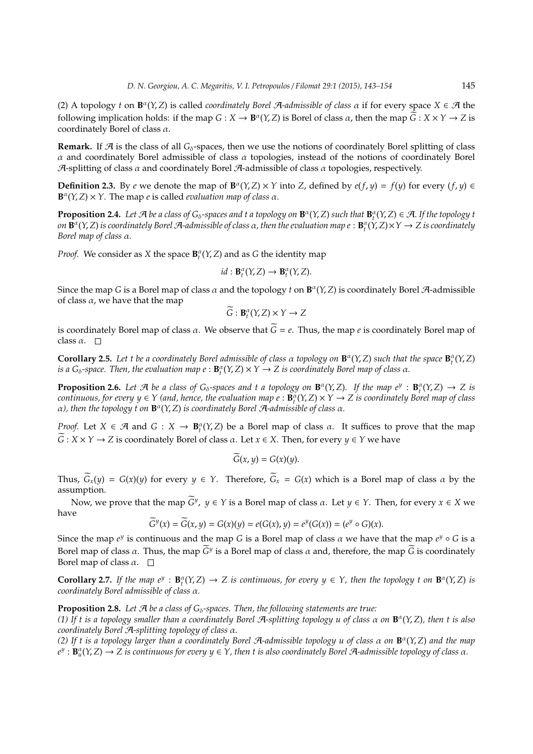(2) A topology $t$ on $\mathbf{B}^\alpha(Y, Z)$ is called *coordinately Borel $\mathcal{A}$-admissible of class $\alpha$* if for every space $X \in \mathcal{A}$ the following implication holds: if the map $G : X \to \mathbf{B}^\alpha(Y, Z)$ is Borel of class $\alpha$, then the map $\widetilde{G} : X \times Y \to Z$ is coordinately Borel of class $\alpha$.

**Remark.** If $\mathcal{A}$ is the class of all $G_\delta$-spaces, then we use the notions of coordinately Borel splitting of class $\alpha$ and coordinately Borel admissible of class $\alpha$ topologies, instead of the notions of coordinately Borel $\mathcal{A}$-splitting of class $\alpha$ and coordinately Borel $\mathcal{A}$-admissible of class $\alpha$ topologies, respectively.

**Definition 2.3.** By $e$ we denote the map of $\mathbf{B}^\alpha(Y, Z) \times Y$ into $Z$, defined by $e(f, y) = f(y)$ for every $(f, y) \in \mathbf{B}^\alpha(Y, Z) \times Y$. The map $e$ is called *evaluation map of class $\alpha$*.

**Proposition 2.4.** *Let $\mathcal{A}$ be a class of $G_\delta$-spaces and $t$ a topology on $\mathbf{B}^\alpha(Y, Z)$ such that $\mathbf{B}^\alpha_t(Y, Z) \in \mathcal{A}$. If the topology $t$ on $\mathbf{B}^\alpha(Y, Z)$ is coordinately Borel $\mathcal{A}$-admissible of class $\alpha$, then the evaluation map $e : \mathbf{B}^\alpha_t(Y, Z) \times Y \to Z$ is coordinately Borel map of class $\alpha$.*

*Proof.* We consider as $X$ the space $\mathbf{B}^\alpha_t(Y, Z)$ and as $G$ the identity map

$$id : \mathbf{B}^\alpha_t(Y, Z) \to \mathbf{B}^\alpha_t(Y, Z).$$

Since the map $G$ is a Borel map of class $\alpha$ and the topology $t$ on $\mathbf{B}^\alpha(Y, Z)$ is coordinately Borel $\mathcal{A}$-admissible of class $\alpha$, we have that the map

$$\widetilde{G} : \mathbf{B}^\alpha_t(Y, Z) \times Y \to Z$$

is coordinately Borel map of class $\alpha$. We observe that $\widetilde{G} = e$. Thus, the map $e$ is coordinately Borel map of class $\alpha$. $\square$

**Corollary 2.5.** *Let $t$ be a coordinately Borel admissible of class $\alpha$ topology on $\mathbf{B}^\alpha(Y, Z)$ such that the space $\mathbf{B}^\alpha_t(Y, Z)$ is a $G_\delta$-space. Then, the evaluation map $e : \mathbf{B}^\alpha_t(Y, Z) \times Y \to Z$ is coordinately Borel map of class $\alpha$.*

**Proposition 2.6.** *Let $\mathcal{A}$ be a class of $G_\delta$-spaces and $t$ a topology on $\mathbf{B}^\alpha(Y, Z)$. If the map $e^y : \mathbf{B}^\alpha_t(Y, Z) \to Z$ is continuous, for every $y \in Y$ (and, hence, the evaluation map $e : \mathbf{B}^\alpha_t(Y, Z) \times Y \to Z$ is coordinately Borel map of class $\alpha$), then the topology $t$ on $\mathbf{B}^\alpha(Y, Z)$ is coordinately Borel $\mathcal{A}$-admissible of class $\alpha$.*

*Proof.* Let $X \in \mathcal{A}$ and $G : X \to \mathbf{B}^\alpha_t(Y, Z)$ be a Borel map of class $\alpha$. It suffices to prove that the map $\widetilde{G} : X \times Y \to Z$ is coordinately Borel of class $\alpha$. Let $x \in X$. Then, for every $y \in Y$ we have

$$\widetilde{G}(x, y) = G(x)(y).$$

Thus, $\widetilde{G}_x(y) = G(x)(y)$ for every $y \in Y$. Therefore, $\widetilde{G}_x = G(x)$ which is a Borel map of class $\alpha$ by the assumption.

Now, we prove that the map $\widetilde{G}^y$, $y \in Y$ is a Borel map of class $\alpha$. Let $y \in Y$. Then, for every $x \in X$ we have

$$\widetilde{G}^y(x) = \widetilde{G}(x, y) = G(x)(y) = e(G(x), y) = e^y(G(x)) = (e^y \circ G)(x).$$

Since the map $e^y$ is continuous and the map $G$ is a Borel map of class $\alpha$ we have that the map $e^y \circ G$ is a Borel map of class $\alpha$. Thus, the map $\widetilde{G}^y$ is a Borel map of class $\alpha$ and, therefore, the map $\widetilde{G}$ is coordinately Borel map of class $\alpha$. $\square$

**Corollary 2.7.** *If the map $e^y : \mathbf{B}^\alpha_t(Y, Z) \to Z$ is continuous, for every $y \in Y$, then the topology $t$ on $\mathbf{B}^\alpha(Y, Z)$ is coordinately Borel admissible of class $\alpha$.*

**Proposition 2.8.** *Let $\mathcal{A}$ be a class of $G_\delta$-spaces. Then, the following statements are true:*
*(1) If $t$ is a topology smaller than a coordinately Borel $\mathcal{A}$-splitting topology $u$ of class $\alpha$ on $\mathbf{B}^\alpha(Y, Z)$, then $t$ is also coordinately Borel $\mathcal{A}$-splitting topology of class $\alpha$.*
*(2) If $t$ is a topology larger than a coordinately Borel $\mathcal{A}$-admissible topology $u$ of class $\alpha$ on $\mathbf{B}^\alpha(Y, Z)$ and the map $e^y : \mathbf{B}^\alpha_u(Y, Z) \to Z$ is continuous for every $y \in Y$, then $t$ is also coordinately Borel $\mathcal{A}$-admissible topology of class $\alpha$.*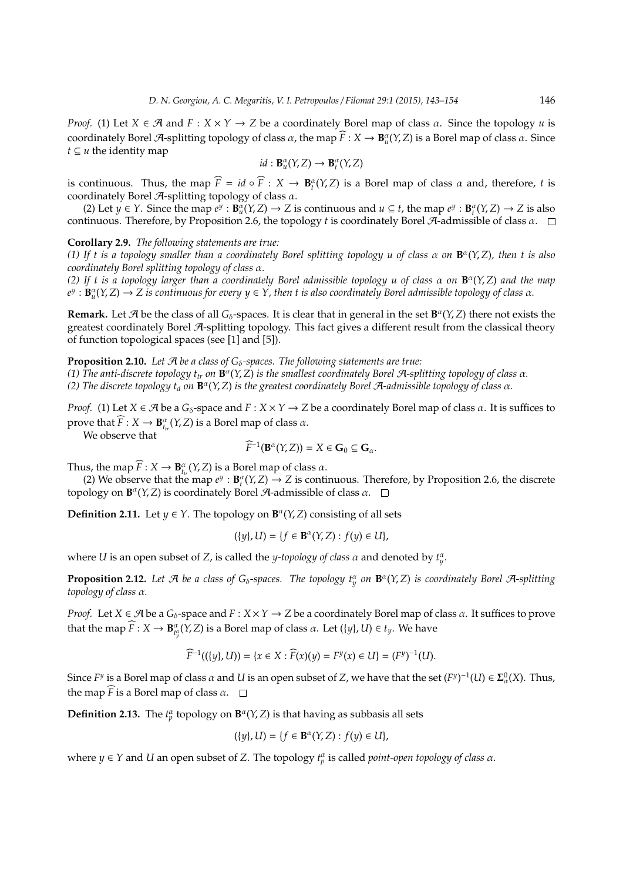*Proof.* (1) Let $X \in \mathcal{A}$ and $F : X \times Y \to Z$ be a coordinately Borel map of class $\alpha$. Since the topology $u$ is coordinately Borel $\mathcal{A}$-splitting topology of class $\alpha$, the map $\widehat{F} : X \to \mathbf{B}^{\alpha}_{u}(Y, Z)$ is a Borel map of class $\alpha$. Since $t \subseteq u$ the identity map

$$id : \mathbf{B}^{\alpha}_{u}(Y, Z) \to \mathbf{B}^{\alpha}_{t}(Y, Z)$$

is continuous. Thus, the map $\widehat{F} = id \circ \widehat{F} : X \to \mathbf{B}^{\alpha}_{t}(Y, Z)$ is a Borel map of class $\alpha$ and, therefore, $t$ is coordinately Borel $\mathcal{A}$-splitting topology of class $\alpha$.

(2) Let $y \in Y$. Since the map $e^y : \mathbf{B}^{\alpha}_{u}(Y, Z) \to Z$ is continuous and $u \subseteq t$, the map $e^y : \mathbf{B}^{\alpha}_{t}(Y, Z) \to Z$ is also continuous. Therefore, by Proposition 2.6, the topology $t$ is coordinately Borel $\mathcal{A}$-admissible of class $\alpha$. □

**Corollary 2.9.** *The following statements are true:*
*(1) If $t$ is a topology smaller than a coordinately Borel splitting topology $u$ of class $\alpha$ on $\mathbf{B}^{\alpha}(Y, Z)$, then $t$ is also coordinately Borel splitting topology of class $\alpha$.*
*(2) If $t$ is a topology larger than a coordinately Borel admissible topology $u$ of class $\alpha$ on $\mathbf{B}^{\alpha}(Y, Z)$ and the map $e^y : \mathbf{B}^{\alpha}_{u}(Y, Z) \to Z$ is continuous for every $y \in Y$, then $t$ is also coordinately Borel admissible topology of class $\alpha$.*

**Remark.** Let $\mathcal{A}$ be the class of all $G_\delta$-spaces. It is clear that in general in the set $\mathbf{B}^{\alpha}(Y, Z)$ there not exists the greatest coordinately Borel $\mathcal{A}$-splitting topology. This fact gives a different result from the classical theory of function topological spaces (see [1] and [5]).

**Proposition 2.10.** *Let $\mathcal{A}$ be a class of $G_\delta$-spaces. The following statements are true:*
*(1) The anti-discrete topology $t_{tr}$ on $\mathbf{B}^{\alpha}(Y, Z)$ is the smallest coordinately Borel $\mathcal{A}$-splitting topology of class $\alpha$.*
*(2) The discrete topology $t_d$ on $\mathbf{B}^{\alpha}(Y, Z)$ is the greatest coordinately Borel $\mathcal{A}$-admissible topology of class $\alpha$.*

*Proof.* (1) Let $X \in \mathcal{A}$ be a $G_\delta$-space and $F : X \times Y \to Z$ be a coordinately Borel map of class $\alpha$. It is suffices to prove that $\widehat{F} : X \to \mathbf{B}^{\alpha}_{t_{tr}}(Y, Z)$ is a Borel map of class $\alpha$.

We observe that

$$\widehat{F}^{-1}(\mathbf{B}^{\alpha}(Y, Z)) = X \in \mathbf{G}_0 \subseteq \mathbf{G}_{\alpha}.$$

Thus, the map $\widehat{F} : X \to \mathbf{B}^{\alpha}_{t_{tr}}(Y, Z)$ is a Borel map of class $\alpha$.

(2) We observe that the map $e^y : \mathbf{B}^{\alpha}_{t}(Y, Z) \to Z$ is continuous. Therefore, by Proposition 2.6, the discrete topology on $\mathbf{B}^{\alpha}(Y, Z)$ is coordinately Borel $\mathcal{A}$-admissible of class $\alpha$. □

**Definition 2.11.** Let $y \in Y$. The topology on $\mathbf{B}^{\alpha}(Y, Z)$ consisting of all sets

$$(\{y\}, U) = \{f \in \mathbf{B}^{\alpha}(Y, Z) : f(y) \in U\},$$

where $U$ is an open subset of $Z$, is called the *$y$-topology of class $\alpha$* and denoted by $t^{\alpha}_{y}$.

**Proposition 2.12.** *Let $\mathcal{A}$ be a class of $G_\delta$-spaces. The topology $t^{\alpha}_{y}$ on $\mathbf{B}^{\alpha}(Y, Z)$ is coordinately Borel $\mathcal{A}$-splitting topology of class $\alpha$.*

*Proof.* Let $X \in \mathcal{A}$ be a $G_\delta$-space and $F : X \times Y \to Z$ be a coordinately Borel map of class $\alpha$. It suffices to prove that the map $\widehat{F} : X \to \mathbf{B}^{\alpha}_{t^{\alpha}_{y}}(Y, Z)$ is a Borel map of class $\alpha$. Let $(\{y\}, U) \in t_y$. We have

$$\widehat{F}^{-1}((\{y\}, U)) = \{x \in X : \widehat{F}(x)(y) = F^y(x) \in U\} = (F^y)^{-1}(U).$$

Since $F^y$ is a Borel map of class $\alpha$ and $U$ is an open subset of $Z$, we have that the set $(F^y)^{-1}(U) \in \mathbf{\Sigma}^0_{\alpha}(X)$. Thus, the map $\widehat{F}$ is a Borel map of class $\alpha$. □

**Definition 2.13.** The $t^{\alpha}_{p}$ topology on $\mathbf{B}^{\alpha}(Y, Z)$ is that having as subbasis all sets

$$(\{y\}, U) = \{f \in \mathbf{B}^{\alpha}(Y, Z) : f(y) \in U\},$$

where $y \in Y$ and $U$ an open subset of $Z$. The topology $t^{\alpha}_{p}$ is called *point-open topology of class $\alpha$*.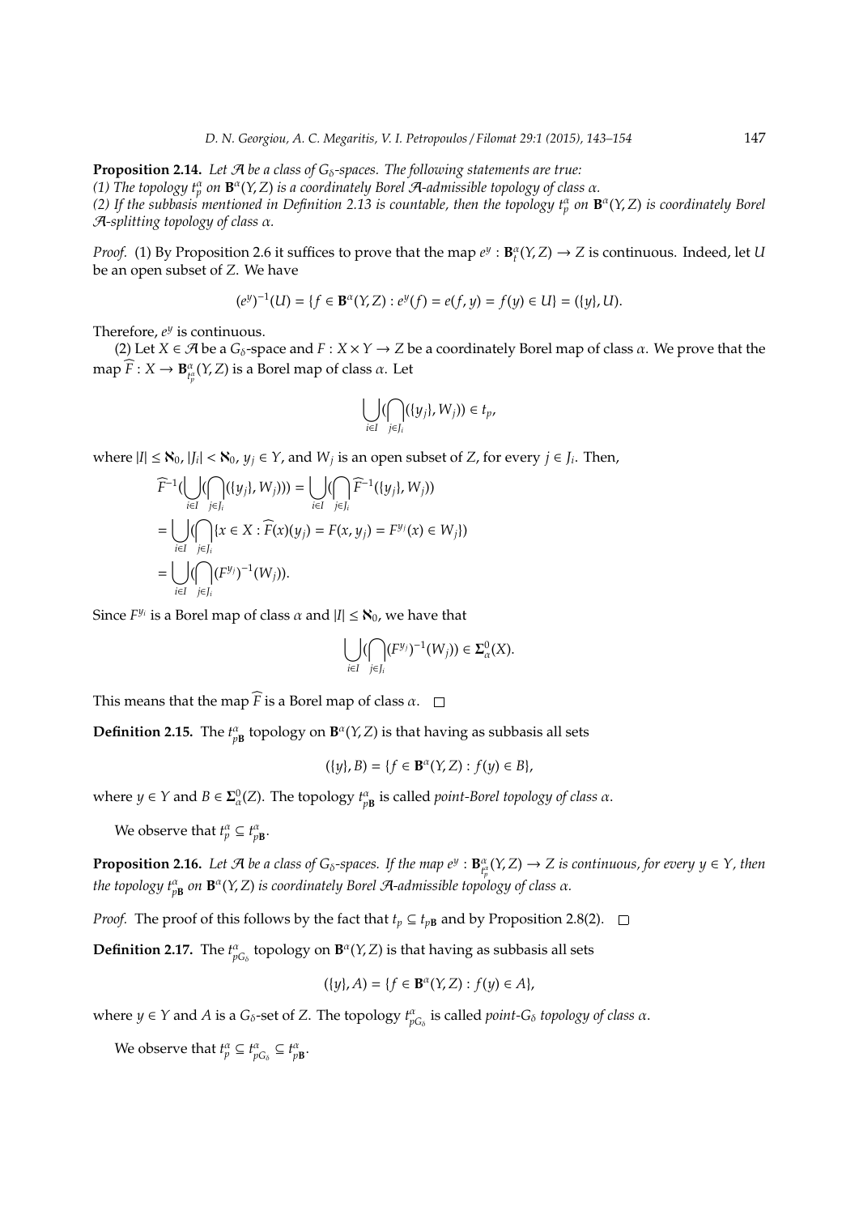**Proposition 2.14.** *Let $\mathcal{A}$ be a class of $G_\delta$-spaces. The following statements are true:*
*(1) The topology $t_p^\alpha$ on $\mathbf{B}^\alpha(Y,Z)$ is a coordinately Borel $\mathcal{A}$-admissible topology of class $\alpha$.*
*(2) If the subbasis mentioned in Definition 2.13 is countable, then the topology $t_p^\alpha$ on $\mathbf{B}^\alpha(Y,Z)$ is coordinately Borel $\mathcal{A}$-splitting topology of class $\alpha$.*

*Proof.* (1) By Proposition 2.6 it suffices to prove that the map $e^y : \mathbf{B}_t^\alpha(Y,Z) \to Z$ is continuous. Indeed, let $U$ be an open subset of $Z$. We have

$$(e^y)^{-1}(U) = \{f \in \mathbf{B}^\alpha(Y,Z) : e^y(f) = e(f,y) = f(y) \in U\} = (\{y\}, U).$$

Therefore, $e^y$ is continuous.

(2) Let $X \in \mathcal{A}$ be a $G_\delta$-space and $F : X \times Y \to Z$ be a coordinately Borel map of class $\alpha$. We prove that the map $\widehat{F} : X \to \mathbf{B}_{t_p^\alpha}^\alpha(Y,Z)$ is a Borel map of class $\alpha$. Let

$$\bigcup_{i\in I}\Big(\bigcap_{j\in J_i}(\{y_j\}, W_j)\Big) \in t_p,$$

where $|I| \leq \aleph_0$, $|J_i| < \aleph_0$, $y_j \in Y$, and $W_j$ is an open subset of $Z$, for every $j \in J_i$. Then,

$$\begin{aligned}
\widehat{F}^{-1}\Big(\bigcup_{i\in I}\Big(\bigcap_{j\in J_i}(\{y_j\}, W_j)\Big)\Big) &= \bigcup_{i\in I}\Big(\bigcap_{j\in J_i}\widehat{F}^{-1}(\{y_j\}, W_j)\Big) \\
&= \bigcup_{i\in I}\Big(\bigcap_{j\in J_i}\{x \in X : \widehat{F}(x)(y_j) = F(x, y_j) = F^{y_j}(x) \in W_j\}\Big) \\
&= \bigcup_{i\in I}\Big(\bigcap_{j\in J_i}(F^{y_j})^{-1}(W_j)\Big).
\end{aligned}$$

Since $F^{y_i}$ is a Borel map of class $\alpha$ and $|I| \leq \aleph_0$, we have that

$$\bigcup_{i\in I}\Big(\bigcap_{j\in J_i}(F^{y_j})^{-1}(W_j)\Big) \in \mathbf{\Sigma}_\alpha^0(X).$$

This means that the map $\widehat{F}$ is a Borel map of class $\alpha$. $\square$

**Definition 2.15.** The $t_{p\mathbf{B}}^\alpha$ topology on $\mathbf{B}^\alpha(Y,Z)$ is that having as subbasis all sets

$$(\{y\}, B) = \{f \in \mathbf{B}^\alpha(Y,Z) : f(y) \in B\},$$

where $y \in Y$ and $B \in \mathbf{\Sigma}_\alpha^0(Z)$. The topology $t_{p\mathbf{B}}^\alpha$ is called *point-Borel topology of class* $\alpha$.

We observe that $t_p^\alpha \subseteq t_{p\mathbf{B}}^\alpha$.

**Proposition 2.16.** *Let $\mathcal{A}$ be a class of $G_\delta$-spaces. If the map $e^y : \mathbf{B}_{t_p^\alpha}^\alpha(Y,Z) \to Z$ is continuous, for every $y \in Y$, then the topology $t_{p\mathbf{B}}^\alpha$ on $\mathbf{B}^\alpha(Y,Z)$ is coordinately Borel $\mathcal{A}$-admissible topology of class $\alpha$.*

*Proof.* The proof of this follows by the fact that $t_p \subseteq t_{p\mathbf{B}}$ and by Proposition 2.8(2). $\square$

**Definition 2.17.** The $t_{pG_\delta}^\alpha$ topology on $\mathbf{B}^\alpha(Y,Z)$ is that having as subbasis all sets

$$(\{y\}, A) = \{f \in \mathbf{B}^\alpha(Y,Z) : f(y) \in A\},$$

where $y \in Y$ and $A$ is a $G_\delta$-set of $Z$. The topology $t_{pG_\delta}^\alpha$ is called *point-$G_\delta$ topology of class* $\alpha$.

We observe that $t_p^\alpha \subseteq t_{pG_\delta}^\alpha \subseteq t_{p\mathbf{B}}^\alpha$.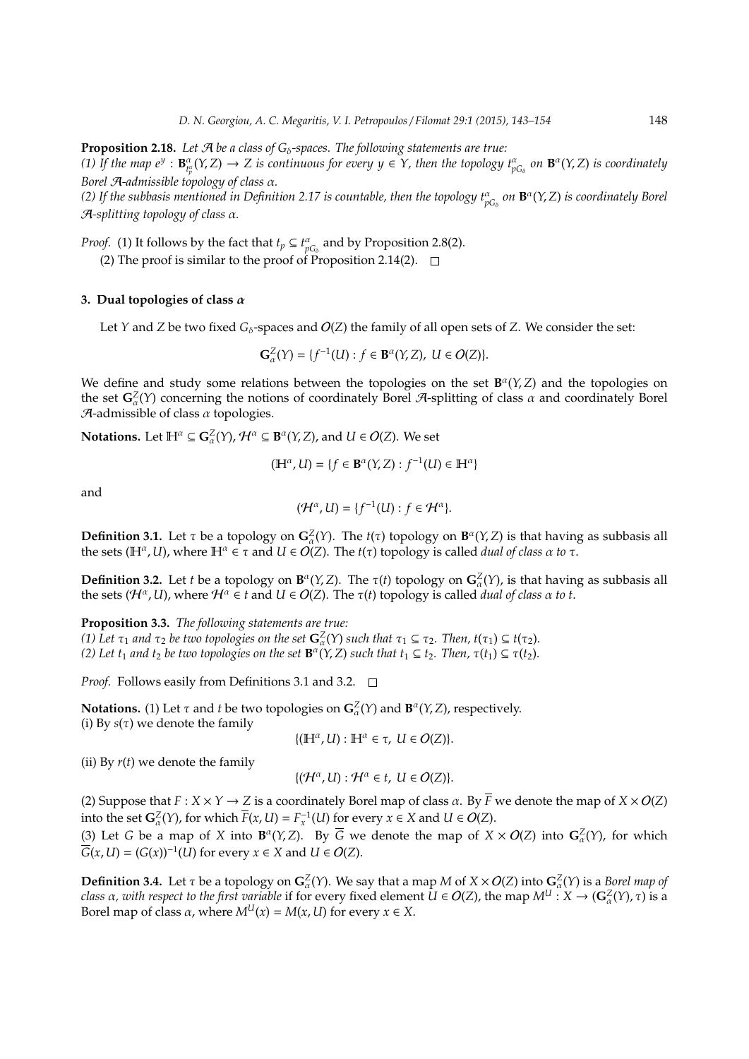**Proposition 2.18.** *Let $\mathcal{A}$ be a class of $G_\delta$-spaces. The following statements are true:*
*(1) If the map $e^y : \mathbf{B}^\alpha_{t^\alpha_p}(Y,Z) \to Z$ is continuous for every $y \in Y$, then the topology $t^\alpha_{pG_\delta}$ on $\mathbf{B}^\alpha(Y,Z)$ is coordinately Borel $\mathcal{A}$-admissible topology of class $\alpha$.*
*(2) If the subbasis mentioned in Definition 2.17 is countable, then the topology $t^\alpha_{pG_\delta}$ on $\mathbf{B}^\alpha(Y,Z)$ is coordinately Borel $\mathcal{A}$-splitting topology of class $\alpha$.*

*Proof.* (1) It follows by the fact that $t_p \subseteq t^\alpha_{pG_\delta}$ and by Proposition 2.8(2).
(2) The proof is similar to the proof of Proposition 2.14(2). □

## 3. Dual topologies of class $\alpha$

Let $Y$ and $Z$ be two fixed $G_\delta$-spaces and $\mathcal{O}(Z)$ the family of all open sets of $Z$. We consider the set:

$$\mathbf{G}^Z_\alpha(Y) = \{f^{-1}(U) : f \in \mathbf{B}^\alpha(Y,Z),\ U \in \mathcal{O}(Z)\}.$$

We define and study some relations between the topologies on the set $\mathbf{B}^\alpha(Y,Z)$ and the topologies on the set $\mathbf{G}^Z_\alpha(Y)$ concerning the notions of coordinately Borel $\mathcal{A}$-splitting of class $\alpha$ and coordinately Borel $\mathcal{A}$-admissible of class $\alpha$ topologies.

**Notations.** Let $\mathbb{H}^\alpha \subseteq \mathbf{G}^Z_\alpha(Y)$, $\mathcal{H}^\alpha \subseteq \mathbf{B}^\alpha(Y,Z)$, and $U \in \mathcal{O}(Z)$. We set

$$(\mathbb{H}^\alpha, U) = \{f \in \mathbf{B}^\alpha(Y,Z) : f^{-1}(U) \in \mathbb{H}^\alpha\}$$

and

$$(\mathcal{H}^\alpha, U) = \{f^{-1}(U) : f \in \mathcal{H}^\alpha\}.$$

**Definition 3.1.** Let $\tau$ be a topology on $\mathbf{G}^Z_\alpha(Y)$. The $t(\tau)$ topology on $\mathbf{B}^\alpha(Y,Z)$ is that having as subbasis all the sets $(\mathbb{H}^\alpha, U)$, where $\mathbb{H}^\alpha \in \tau$ and $U \in \mathcal{O}(Z)$. The $t(\tau)$ topology is called *dual of class $\alpha$ to $\tau$*.

**Definition 3.2.** Let $t$ be a topology on $\mathbf{B}^\alpha(Y,Z)$. The $\tau(t)$ topology on $\mathbf{G}^Z_\alpha(Y)$, is that having as subbasis all the sets $(\mathcal{H}^\alpha, U)$, where $\mathcal{H}^\alpha \in t$ and $U \in \mathcal{O}(Z)$. The $\tau(t)$ topology is called *dual of class $\alpha$ to $t$*.

**Proposition 3.3.** *The following statements are true:*
*(1) Let $\tau_1$ and $\tau_2$ be two topologies on the set $\mathbf{G}^Z_\alpha(Y)$ such that $\tau_1 \subseteq \tau_2$. Then, $t(\tau_1) \subseteq t(\tau_2)$.*
*(2) Let $t_1$ and $t_2$ be two topologies on the set $\mathbf{B}^\alpha(Y,Z)$ such that $t_1 \subseteq t_2$. Then, $\tau(t_1) \subseteq \tau(t_2)$.*

*Proof.* Follows easily from Definitions 3.1 and 3.2. □

**Notations.** (1) Let $\tau$ and $t$ be two topologies on $\mathbf{G}^Z_\alpha(Y)$ and $\mathbf{B}^\alpha(Y,Z)$, respectively.
(i) By $s(\tau)$ we denote the family

$$\{(\mathbb{H}^\alpha, U) : \mathbb{H}^\alpha \in \tau,\ U \in \mathcal{O}(Z)\}.$$

(ii) By $r(t)$ we denote the family

$$\{(\mathcal{H}^\alpha, U) : \mathcal{H}^\alpha \in t,\ U \in \mathcal{O}(Z)\}.$$

(2) Suppose that $F : X \times Y \to Z$ is a coordinately Borel map of class $\alpha$. By $\overline{F}$ we denote the map of $X \times \mathcal{O}(Z)$ into the set $\mathbf{G}^Z_\alpha(Y)$, for which $\overline{F}(x,U) = F_x^{-1}(U)$ for every $x \in X$ and $U \in \mathcal{O}(Z)$.
(3) Let $G$ be a map of $X$ into $\mathbf{B}^\alpha(Y,Z)$. By $\overline{G}$ we denote the map of $X \times \mathcal{O}(Z)$ into $\mathbf{G}^Z_\alpha(Y)$, for which $\overline{G}(x,U) = (G(x))^{-1}(U)$ for every $x \in X$ and $U \in \mathcal{O}(Z)$.

**Definition 3.4.** Let $\tau$ be a topology on $\mathbf{G}^Z_\alpha(Y)$. We say that a map $M$ of $X \times \mathcal{O}(Z)$ into $\mathbf{G}^Z_\alpha(Y)$ is a *Borel map of class $\alpha$, with respect to the first variable* if for every fixed element $U \in \mathcal{O}(Z)$, the map $M^U : X \to (\mathbf{G}^Z_\alpha(Y), \tau)$ is a Borel map of class $\alpha$, where $M^U(x) = M(x,U)$ for every $x \in X$.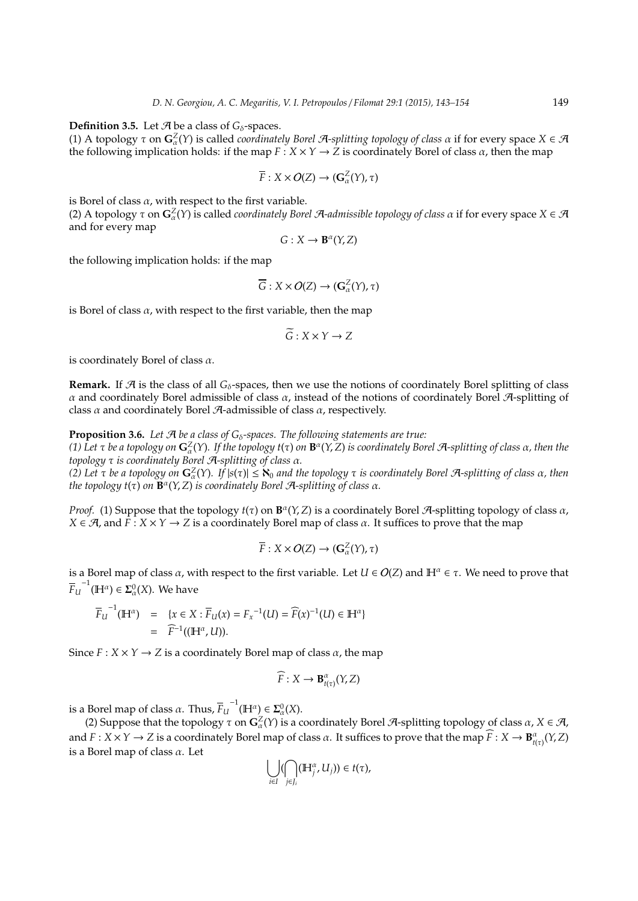**Definition 3.5.** Let $\mathcal{A}$ be a class of $G_\delta$-spaces.

(1) A topology $\tau$ on $\mathbf{G}_\alpha^Z(Y)$ is called *coordinately Borel $\mathcal{A}$-splitting topology of class $\alpha$* if for every space $X \in \mathcal{A}$ the following implication holds: if the map $F : X \times Y \to Z$ is coordinately Borel of class $\alpha$, then the map

$$\overline{F} : X \times \mathcal{O}(Z) \to (\mathbf{G}_\alpha^Z(Y), \tau)$$

is Borel of class $\alpha$, with respect to the first variable.

(2) A topology $\tau$ on $\mathbf{G}_\alpha^Z(Y)$ is called *coordinately Borel $\mathcal{A}$-admissible topology of class $\alpha$* if for every space $X \in \mathcal{A}$ and for every map

$$G : X \to \mathbf{B}^\alpha(Y, Z)$$

the following implication holds: if the map

$$\overline{G} : X \times \mathcal{O}(Z) \to (\mathbf{G}_\alpha^Z(Y), \tau)$$

is Borel of class $\alpha$, with respect to the first variable, then the map

$$\widetilde{G} : X \times Y \to Z$$

is coordinately Borel of class $\alpha$.

**Remark.** If $\mathcal{A}$ is the class of all $G_\delta$-spaces, then we use the notions of coordinately Borel splitting of class $\alpha$ and coordinately Borel admissible of class $\alpha$, instead of the notions of coordinately Borel $\mathcal{A}$-splitting of class $\alpha$ and coordinately Borel $\mathcal{A}$-admissible of class $\alpha$, respectively.

**Proposition 3.6.** *Let $\mathcal{A}$ be a class of $G_\delta$-spaces. The following statements are true:*
*(1) Let $\tau$ be a topology on $\mathbf{G}_\alpha^Z(Y)$. If the topology $t(\tau)$ on $\mathbf{B}^\alpha(Y, Z)$ is coordinately Borel $\mathcal{A}$-splitting of class $\alpha$, then the topology $\tau$ is coordinately Borel $\mathcal{A}$-splitting of class $\alpha$.*
*(2) Let $\tau$ be a topology on $\mathbf{G}_\alpha^Z(Y)$. If $|s(\tau)| \leq \aleph_0$ and the topology $\tau$ is coordinately Borel $\mathcal{A}$-splitting of class $\alpha$, then the topology $t(\tau)$ on $\mathbf{B}^\alpha(Y, Z)$ is coordinately Borel $\mathcal{A}$-splitting of class $\alpha$.*

*Proof.* (1) Suppose that the topology $t(\tau)$ on $\mathbf{B}^\alpha(Y, Z)$ is a coordinately Borel $\mathcal{A}$-splitting topology of class $\alpha$, $X \in \mathcal{A}$, and $F : X \times Y \to Z$ is a coordinately Borel map of class $\alpha$. It suffices to prove that the map

$$\overline{F} : X \times \mathcal{O}(Z) \to (\mathbf{G}_\alpha^Z(Y), \tau)$$

is a Borel map of class $\alpha$, with respect to the first variable. Let $U \in \mathcal{O}(Z)$ and $\mathbb{H}^\alpha \in \tau$. We need to prove that $\overline{F}_U^{\,-1}(\mathbb{H}^\alpha) \in \mathbf{\Sigma}_\alpha^0(X)$. We have

$$\begin{aligned}
\overline{F}_U^{\,-1}(\mathbb{H}^\alpha) &= \{x \in X : \overline{F}_U(x) = F_x^{-1}(U) = \widehat{F}(x)^{-1}(U) \in \mathbb{H}^\alpha\} \\
&= \widehat{F}^{-1}((\mathbb{H}^\alpha, U)).
\end{aligned}$$

Since $F : X \times Y \to Z$ is a coordinately Borel map of class $\alpha$, the map

$$\widehat{F} : X \to \mathbf{B}_{t(\tau)}^\alpha(Y, Z)$$

is a Borel map of class $\alpha$. Thus, $\overline{F}_U^{\,-1}(\mathbb{H}^\alpha) \in \mathbf{\Sigma}_\alpha^0(X)$.

(2) Suppose that the topology $\tau$ on $\mathbf{G}_\alpha^Z(Y)$ is a coordinately Borel $\mathcal{A}$-splitting topology of class $\alpha$, $X \in \mathcal{A}$, and $F : X \times Y \to Z$ is a coordinately Borel map of class $\alpha$. It suffices to prove that the map $\widehat{F} : X \to \mathbf{B}_{t(\tau)}^\alpha(Y, Z)$ is a Borel map of class $\alpha$. Let

$$\bigcup_{i \in I} \left( \bigcap_{j \in J_i} (\mathbb{H}_j^\alpha, U_j) \right) \in t(\tau),$$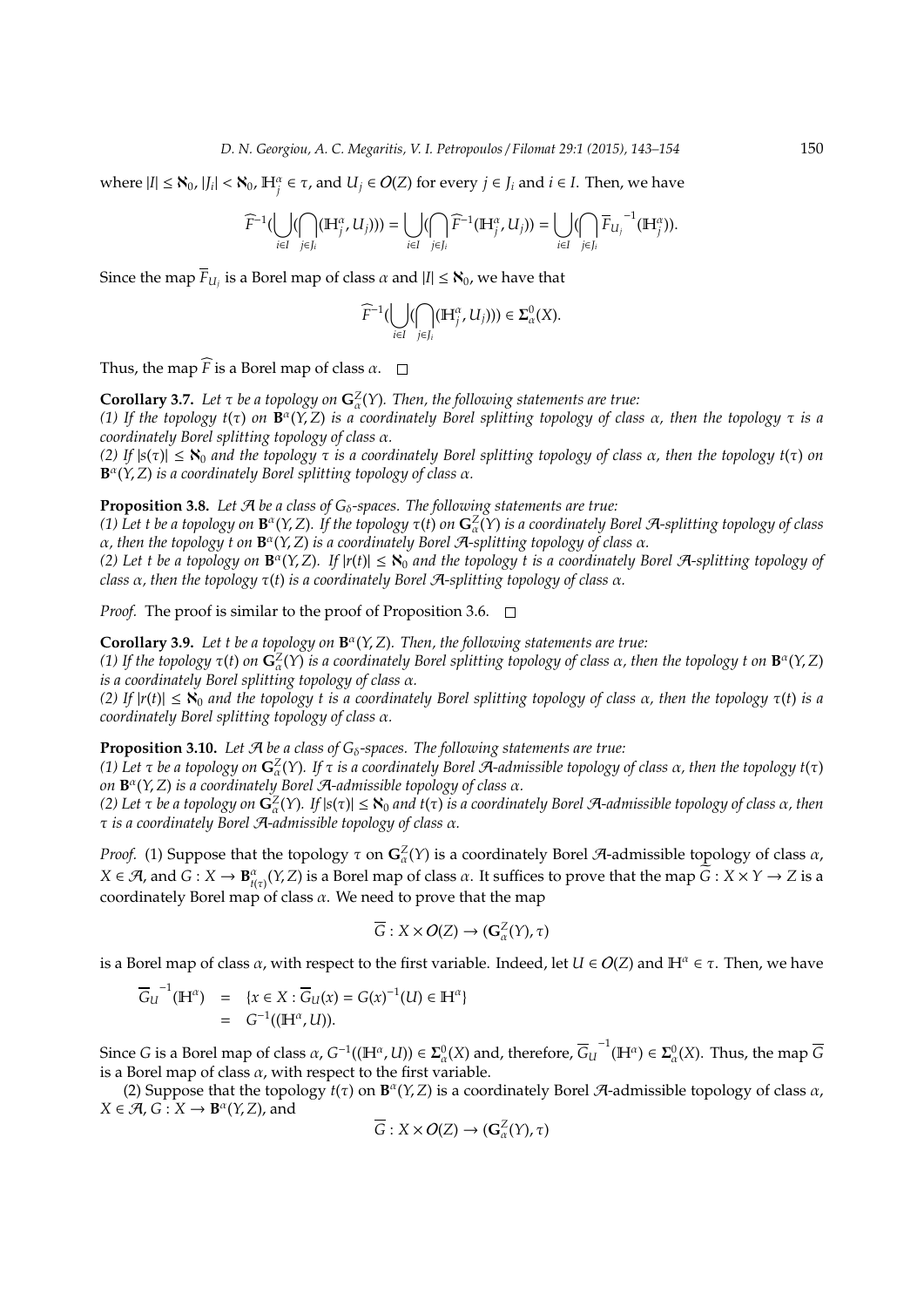where $|I| \leq \aleph_0$, $|J_i| < \aleph_0$, $\mathbb{H}^{\alpha}_j \in \tau$, and $U_j \in \mathcal{O}(Z)$ for every $j \in J_i$ and $i \in I$. Then, we have

$$\widehat{F}^{-1}(\bigcup_{i\in I}(\bigcap_{j\in J_i}(\mathbb{H}^{\alpha}_j, U_j))) = \bigcup_{i\in I}(\bigcap_{j\in J_i}\widehat{F}^{-1}(\mathbb{H}^{\alpha}_j, U_j)) = \bigcup_{i\in I}(\bigcap_{j\in J_i}\overline{F}_{U_j}^{\,-1}(\mathbb{H}^{\alpha}_j)).$$

Since the map $\overline{F}_{U_j}$ is a Borel map of class $\alpha$ and $|I| \leq \aleph_0$, we have that

$$\widehat{F}^{-1}(\bigcup_{i\in I}(\bigcap_{j\in J_i}(\mathbb{H}^{\alpha}_j, U_j))) \in \mathbf{\Sigma}^0_{\alpha}(X).$$

Thus, the map $\widehat{F}$ is a Borel map of class $\alpha$. $\square$

**Corollary 3.7.** *Let $\tau$ be a topology on $\mathbf{G}^Z_{\alpha}(Y)$. Then, the following statements are true:*
*(1) If the topology $t(\tau)$ on $\mathbf{B}^{\alpha}(Y,Z)$ is a coordinately Borel splitting topology of class $\alpha$, then the topology $\tau$ is a coordinately Borel splitting topology of class $\alpha$.*
*(2) If $|s(\tau)| \leq \aleph_0$ and the topology $\tau$ is a coordinately Borel splitting topology of class $\alpha$, then the topology $t(\tau)$ on $\mathbf{B}^{\alpha}(Y,Z)$ is a coordinately Borel splitting topology of class $\alpha$.*

**Proposition 3.8.** *Let $\mathcal{A}$ be a class of $G_{\delta}$-spaces. The following statements are true:*
*(1) Let $t$ be a topology on $\mathbf{B}^{\alpha}(Y,Z)$. If the topology $\tau(t)$ on $\mathbf{G}^Z_{\alpha}(Y)$ is a coordinately Borel $\mathcal{A}$-splitting topology of class $\alpha$, then the topology $t$ on $\mathbf{B}^{\alpha}(Y,Z)$ is a coordinately Borel $\mathcal{A}$-splitting topology of class $\alpha$.*
*(2) Let $t$ be a topology on $\mathbf{B}^{\alpha}(Y,Z)$. If $|r(t)| \leq \aleph_0$ and the topology $t$ is a coordinately Borel $\mathcal{A}$-splitting topology of class $\alpha$, then the topology $\tau(t)$ is a coordinately Borel $\mathcal{A}$-splitting topology of class $\alpha$.*

*Proof.* The proof is similar to the proof of Proposition 3.6. $\square$

**Corollary 3.9.** *Let $t$ be a topology on $\mathbf{B}^{\alpha}(Y,Z)$. Then, the following statements are true:*
*(1) If the topology $\tau(t)$ on $\mathbf{G}^Z_{\alpha}(Y)$ is a coordinately Borel splitting topology of class $\alpha$, then the topology $t$ on $\mathbf{B}^{\alpha}(Y,Z)$ is a coordinately Borel splitting topology of class $\alpha$.*
*(2) If $|r(t)| \leq \aleph_0$ and the topology $t$ is a coordinately Borel splitting topology of class $\alpha$, then the topology $\tau(t)$ is a coordinately Borel splitting topology of class $\alpha$.*

**Proposition 3.10.** *Let $\mathcal{A}$ be a class of $G_{\delta}$-spaces. The following statements are true:*
*(1) Let $\tau$ be a topology on $\mathbf{G}^Z_{\alpha}(Y)$. If $\tau$ is a coordinately Borel $\mathcal{A}$-admissible topology of class $\alpha$, then the topology $t(\tau)$ on $\mathbf{B}^{\alpha}(Y,Z)$ is a coordinately Borel $\mathcal{A}$-admissible topology of class $\alpha$.*
*(2) Let $\tau$ be a topology on $\mathbf{G}^Z_{\alpha}(Y)$. If $|s(\tau)| \leq \aleph_0$ and $t(\tau)$ is a coordinately Borel $\mathcal{A}$-admissible topology of class $\alpha$, then $\tau$ is a coordinately Borel $\mathcal{A}$-admissible topology of class $\alpha$.*

*Proof.* (1) Suppose that the topology $\tau$ on $\mathbf{G}^Z_{\alpha}(Y)$ is a coordinately Borel $\mathcal{A}$-admissible topology of class $\alpha$, $X \in \mathcal{A}$, and $G : X \to \mathbf{B}^{\alpha}_{t(\tau)}(Y,Z)$ is a Borel map of class $\alpha$. It suffices to prove that the map $\widetilde{G} : X \times Y \to Z$ is a coordinately Borel map of class $\alpha$. We need to prove that the map

$$\overline{G} : X \times \mathcal{O}(Z) \to (\mathbf{G}^Z_{\alpha}(Y), \tau)$$

is a Borel map of class $\alpha$, with respect to the first variable. Indeed, let $U \in \mathcal{O}(Z)$ and $\mathbb{H}^{\alpha} \in \tau$. Then, we have

$$\begin{aligned}
\overline{G}_U^{\,-1}(\mathbb{H}^{\alpha}) &= \{x \in X : \overline{G}_U(x) = G(x)^{-1}(U) \in \mathbb{H}^{\alpha}\} \\
&= G^{-1}((\mathbb{H}^{\alpha}, U)).
\end{aligned}$$

Since $G$ is a Borel map of class $\alpha$, $G^{-1}((\mathbb{H}^{\alpha}, U)) \in \mathbf{\Sigma}^0_{\alpha}(X)$ and, therefore, $\overline{G}_U^{\,-1}(\mathbb{H}^{\alpha}) \in \mathbf{\Sigma}^0_{\alpha}(X)$. Thus, the map $\overline{G}$ is a Borel map of class $\alpha$, with respect to the first variable.

(2) Suppose that the topology $t(\tau)$ on $\mathbf{B}^{\alpha}(Y,Z)$ is a coordinately Borel $\mathcal{A}$-admissible topology of class $\alpha$, $X \in \mathcal{A}$, $G : X \to \mathbf{B}^{\alpha}(Y,Z)$, and

$$\overline{G} : X \times \mathcal{O}(Z) \to (\mathbf{G}^Z_{\alpha}(Y), \tau)$$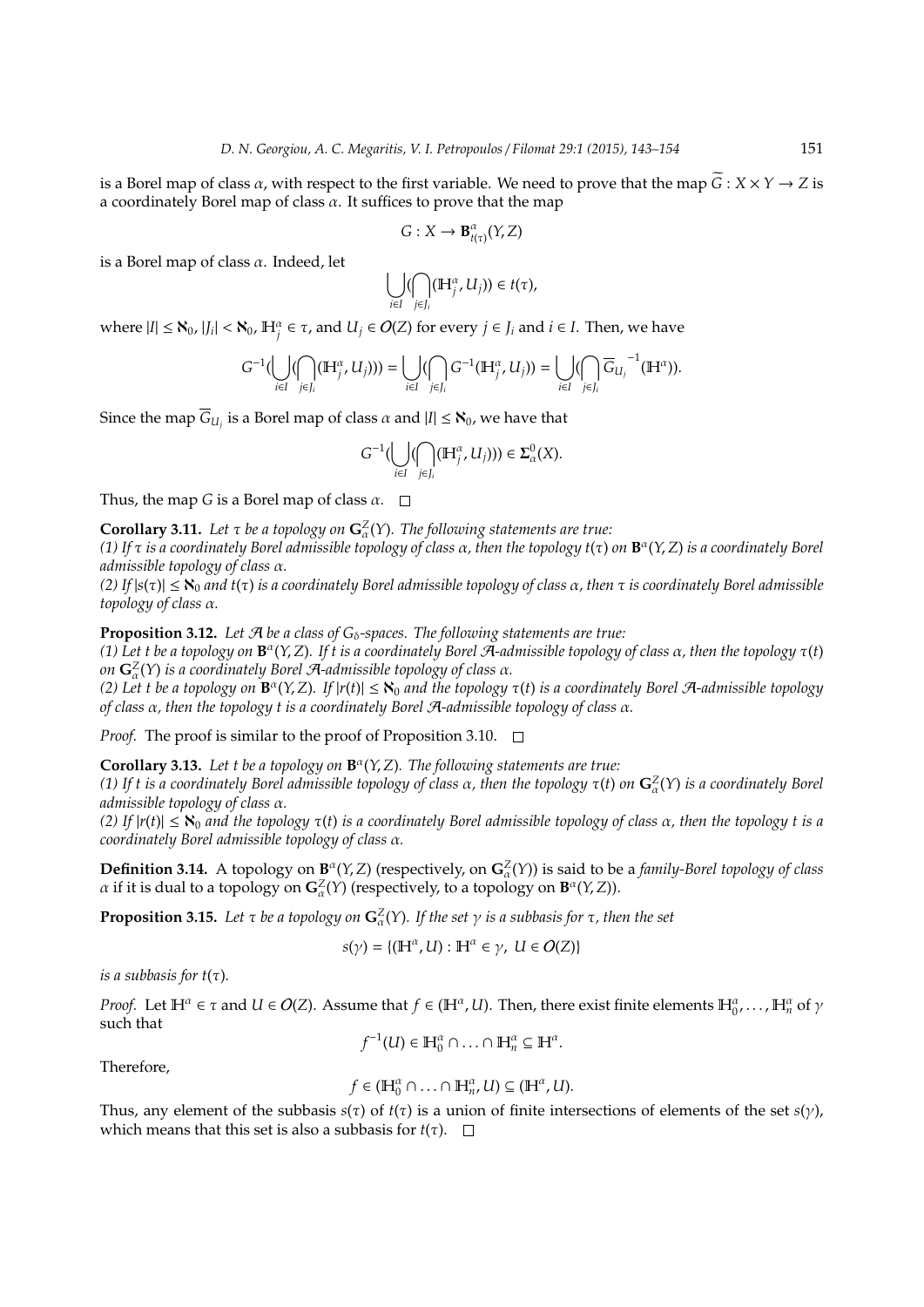is a Borel map of class $\alpha$, with respect to the first variable. We need to prove that the map $\widetilde{G} : X \times Y \to Z$ is a coordinately Borel map of class $\alpha$. It suffices to prove that the map

$$G : X \to \mathbf{B}^{\alpha}_{t(\tau)}(Y, Z)$$

is a Borel map of class $\alpha$. Indeed, let

$$\bigcup_{i \in I} (\bigcap_{j \in J_i} (\mathbb{H}^{\alpha}_j, U_j)) \in t(\tau),$$

where $|I| \leq \aleph_0$, $|J_i| < \aleph_0$, $\mathbb{H}^{\alpha}_j \in \tau$, and $U_j \in \mathcal{O}(Z)$ for every $j \in J_i$ and $i \in I$. Then, we have

$$G^{-1}(\bigcup_{i \in I} (\bigcap_{j \in J_i} (\mathbb{H}^{\alpha}_j, U_j))) = \bigcup_{i \in I} (\bigcap_{j \in J_i} G^{-1}(\mathbb{H}^{\alpha}_j, U_j)) = \bigcup_{i \in I} (\bigcap_{j \in J_i} \overline{G}_{U_j}^{-1}(\mathbb{H}^{\alpha})).$$

Since the map $\overline{G}_{U_j}$ is a Borel map of class $\alpha$ and $|I| \leq \aleph_0$, we have that

$$G^{-1}(\bigcup_{i \in I} (\bigcap_{j \in J_i} (\mathbb{H}^{\alpha}_j, U_j))) \in \mathbf{\Sigma}^0_{\alpha}(X).$$

Thus, the map $G$ is a Borel map of class $\alpha$. $\square$

**Corollary 3.11.** *Let $\tau$ be a topology on $\mathbf{G}^Z_{\alpha}(Y)$. The following statements are true:*
*(1) If $\tau$ is a coordinately Borel admissible topology of class $\alpha$, then the topology $t(\tau)$ on $\mathbf{B}^{\alpha}(Y, Z)$ is a coordinately Borel admissible topology of class $\alpha$.*
*(2) If $|s(\tau)| \leq \aleph_0$ and $t(\tau)$ is a coordinately Borel admissible topology of class $\alpha$, then $\tau$ is coordinately Borel admissible topology of class $\alpha$.*

**Proposition 3.12.** *Let $\mathcal{A}$ be a class of $G_{\delta}$-spaces. The following statements are true:*
*(1) Let $t$ be a topology on $\mathbf{B}^{\alpha}(Y, Z)$. If $t$ is a coordinately Borel $\mathcal{A}$-admissible topology of class $\alpha$, then the topology $\tau(t)$ on $\mathbf{G}^Z_{\alpha}(Y)$ is a coordinately Borel $\mathcal{A}$-admissible topology of class $\alpha$.*
*(2) Let $t$ be a topology on $\mathbf{B}^{\alpha}(Y, Z)$. If $|r(t)| \leq \aleph_0$ and the topology $\tau(t)$ is a coordinately Borel $\mathcal{A}$-admissible topology of class $\alpha$, then the topology $t$ is a coordinately Borel $\mathcal{A}$-admissible topology of class $\alpha$.*

*Proof.* The proof is similar to the proof of Proposition 3.10. $\square$

**Corollary 3.13.** *Let $t$ be a topology on $\mathbf{B}^{\alpha}(Y, Z)$. The following statements are true:*
*(1) If $t$ is a coordinately Borel admissible topology of class $\alpha$, then the topology $\tau(t)$ on $\mathbf{G}^Z_{\alpha}(Y)$ is a coordinately Borel admissible topology of class $\alpha$.*
*(2) If $|r(t)| \leq \aleph_0$ and the topology $\tau(t)$ is a coordinately Borel admissible topology of class $\alpha$, then the topology $t$ is a coordinately Borel admissible topology of class $\alpha$.*

**Definition 3.14.** A topology on $\mathbf{B}^{\alpha}(Y, Z)$ (respectively, on $\mathbf{G}^Z_{\alpha}(Y)$) is said to be a *family-Borel topology of class* $\alpha$ if it is dual to a topology on $\mathbf{G}^Z_{\alpha}(Y)$ (respectively, to a topology on $\mathbf{B}^{\alpha}(Y, Z)$).

**Proposition 3.15.** *Let $\tau$ be a topology on $\mathbf{G}^Z_{\alpha}(Y)$. If the set $\gamma$ is a subbasis for $\tau$, then the set*

$$s(\gamma) = \{(\mathbb{H}^{\alpha}, U) : \mathbb{H}^{\alpha} \in \gamma,\ U \in \mathcal{O}(Z)\}$$

*is a subbasis for $t(\tau)$.*

*Proof.* Let $\mathbb{H}^{\alpha} \in \tau$ and $U \in \mathcal{O}(Z)$. Assume that $f \in (\mathbb{H}^{\alpha}, U)$. Then, there exist finite elements $\mathbb{H}^{\alpha}_0, \ldots, \mathbb{H}^{\alpha}_n$ of $\gamma$ such that

$$f^{-1}(U) \in \mathbb{H}^{\alpha}_0 \cap \ldots \cap \mathbb{H}^{\alpha}_n \subseteq \mathbb{H}^{\alpha}.$$

Therefore,

$$f \in (\mathbb{H}^{\alpha}_0 \cap \ldots \cap \mathbb{H}^{\alpha}_n, U) \subseteq (\mathbb{H}^{\alpha}, U).$$

Thus, any element of the subbasis $s(\tau)$ of $t(\tau)$ is a union of finite intersections of elements of the set $s(\gamma)$, which means that this set is also a subbasis for $t(\tau)$. $\square$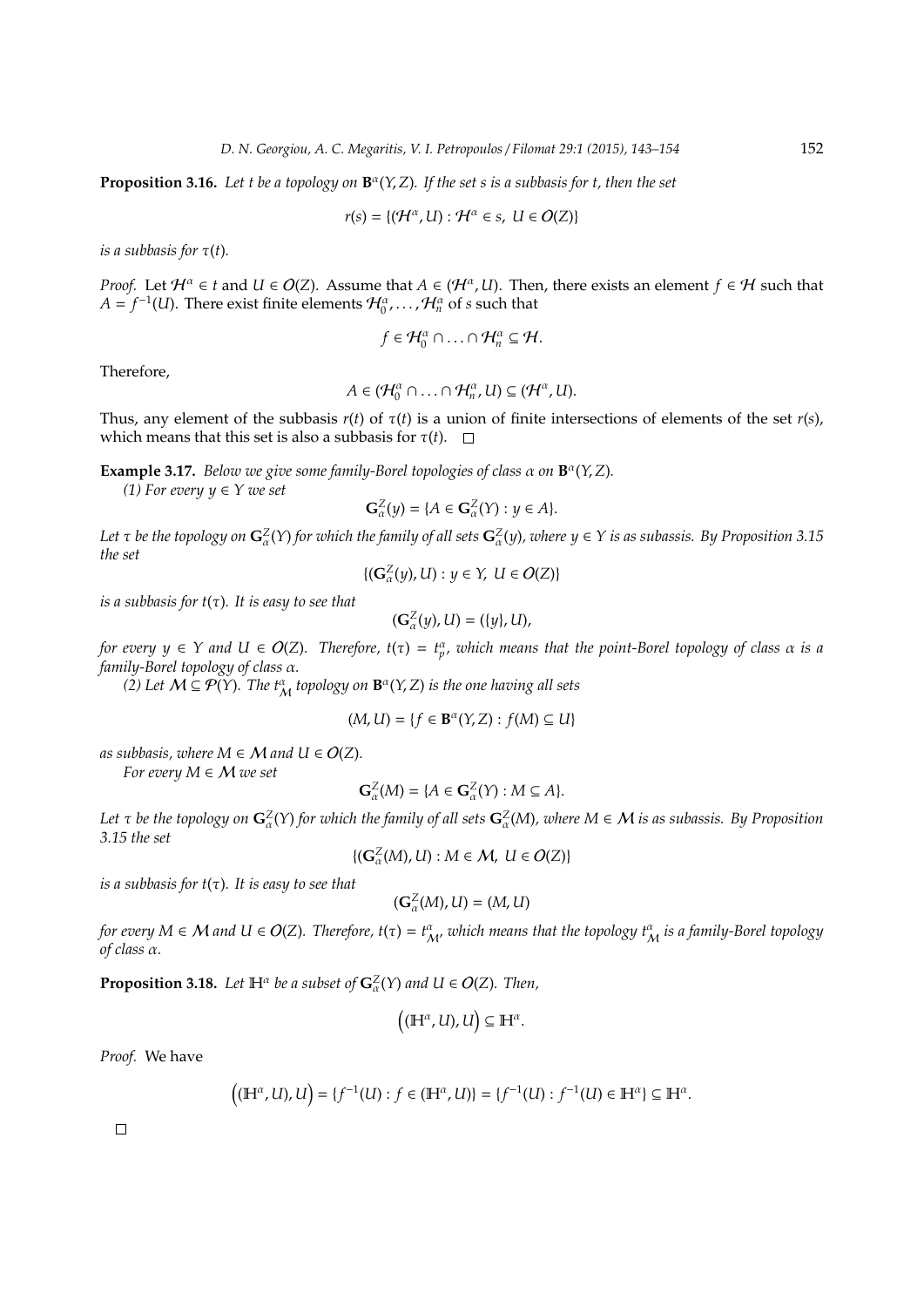**Proposition 3.16.** *Let $t$ be a topology on $\mathbf{B}^\alpha(Y,Z)$. If the set $s$ is a subbasis for $t$, then the set*

$$r(s) = \{(\mathcal{H}^\alpha, U) : \mathcal{H}^\alpha \in s,\ U \in \mathcal{O}(Z)\}$$

*is a subbasis for $\tau(t)$.*

*Proof.* Let $\mathcal{H}^\alpha \in t$ and $U \in \mathcal{O}(Z)$. Assume that $A \in (\mathcal{H}^\alpha, U)$. Then, there exists an element $f \in \mathcal{H}$ such that $A = f^{-1}(U)$. There exist finite elements $\mathcal{H}^\alpha_0, \ldots, \mathcal{H}^\alpha_n$ of $s$ such that

$$f \in \mathcal{H}^\alpha_0 \cap \ldots \cap \mathcal{H}^\alpha_n \subseteq \mathcal{H}.$$

Therefore,

$$A \in (\mathcal{H}^\alpha_0 \cap \ldots \cap \mathcal{H}^\alpha_n, U) \subseteq (\mathcal{H}^\alpha, U).$$

Thus, any element of the subbasis $r(t)$ of $\tau(t)$ is a union of finite intersections of elements of the set $r(s)$, which means that this set is also a subbasis for $\tau(t)$. $\square$

**Example 3.17.** *Below we give some family-Borel topologies of class $\alpha$ on $\mathbf{B}^\alpha(Y,Z)$.*

*(1) For every $y \in Y$ we set*

$$\mathbf{G}^Z_\alpha(y) = \{A \in \mathbf{G}^Z_\alpha(Y) : y \in A\}.$$

*Let $\tau$ be the topology on $\mathbf{G}^Z_\alpha(Y)$ for which the family of all sets $\mathbf{G}^Z_\alpha(y)$, where $y \in Y$ is as subassis. By Proposition 3.15 the set*

$$\{(\mathbf{G}^Z_\alpha(y), U) : y \in Y,\ U \in \mathcal{O}(Z)\}$$

*is a subbasis for $t(\tau)$. It is easy to see that*

$$(\mathbf{G}^Z_\alpha(y), U) = (\{y\}, U),$$

*for every $y \in Y$ and $U \in \mathcal{O}(Z)$. Therefore, $t(\tau) = t^\alpha_p$, which means that the point-Borel topology of class $\alpha$ is a family-Borel topology of class $\alpha$.*

*(2) Let $\mathcal{M} \subseteq \mathcal{P}(Y)$. The $t^\alpha_{\mathcal{M}}$ topology on $\mathbf{B}^\alpha(Y,Z)$ is the one having all sets*

$$(M, U) = \{f \in \mathbf{B}^\alpha(Y,Z) : f(M) \subseteq U\}$$

*as subbasis, where $M \in \mathcal{M}$ and $U \in \mathcal{O}(Z)$.*

*For every $M \in \mathcal{M}$ we set*

$$\mathbf{G}^Z_\alpha(M) = \{A \in \mathbf{G}^Z_\alpha(Y) : M \subseteq A\}.$$

*Let $\tau$ be the topology on $\mathbf{G}^Z_\alpha(Y)$ for which the family of all sets $\mathbf{G}^Z_\alpha(M)$, where $M \in \mathcal{M}$ is as subassis. By Proposition 3.15 the set*

$$\{(\mathbf{G}^Z_\alpha(M), U) : M \in \mathcal{M},\ U \in \mathcal{O}(Z)\}$$

*is a subbasis for $t(\tau)$. It is easy to see that*

$$(\mathbf{G}^Z_\alpha(M), U) = (M, U)$$

*for every $M \in \mathcal{M}$ and $U \in \mathcal{O}(Z)$. Therefore, $t(\tau) = t^\alpha_{\mathcal{M}}$, which means that the topology $t^\alpha_{\mathcal{M}}$ is a family-Borel topology of class $\alpha$.*

**Proposition 3.18.** *Let $\mathbb{H}^\alpha$ be a subset of $\mathbf{G}^Z_\alpha(Y)$ and $U \in \mathcal{O}(Z)$. Then,*

$$\Big((\mathbb{H}^\alpha, U), U\Big) \subseteq \mathbb{H}^\alpha.$$

*Proof.* We have

$$\Big((\mathbb{H}^\alpha, U), U\Big) = \{f^{-1}(U) : f \in (\mathbb{H}^\alpha, U)\} = \{f^{-1}(U) : f^{-1}(U) \in \mathbb{H}^\alpha\} \subseteq \mathbb{H}^\alpha.$$

$\square$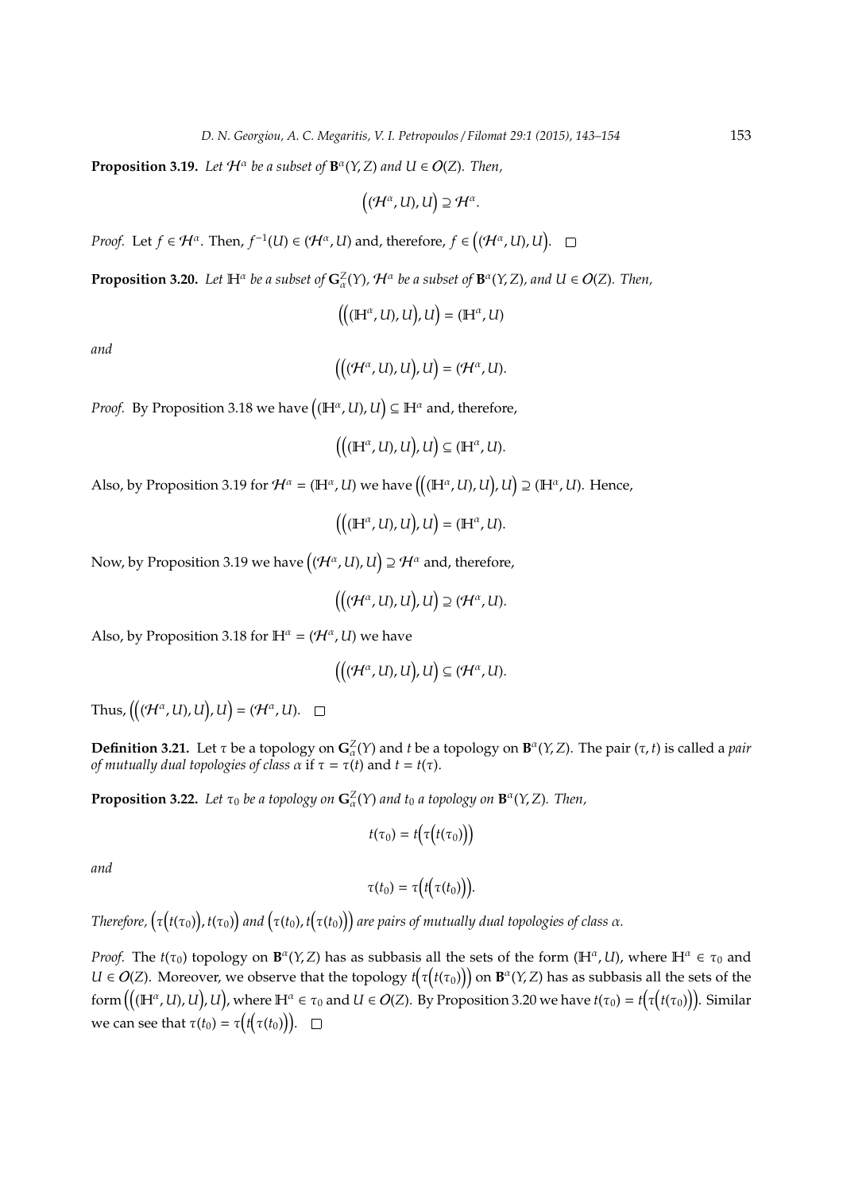**Proposition 3.19.** *Let $\mathcal{H}^\alpha$ be a subset of $\mathbf{B}^\alpha(Y,Z)$ and $U \in \mathcal{O}(Z)$. Then,*

$$\Big((\mathcal{H}^\alpha, U), U\Big) \supseteq \mathcal{H}^\alpha.$$

*Proof.* Let $f \in \mathcal{H}^\alpha$. Then, $f^{-1}(U) \in (\mathcal{H}^\alpha, U)$ and, therefore, $f \in \Big((\mathcal{H}^\alpha, U), U\Big)$. □

**Proposition 3.20.** *Let $\mathbb{H}^\alpha$ be a subset of $\mathbf{G}^Z_\alpha(Y)$, $\mathcal{H}^\alpha$ be a subset of $\mathbf{B}^\alpha(Y,Z)$, and $U \in \mathcal{O}(Z)$. Then,*

$$\Big(\Big((\mathbb{H}^\alpha, U), U\Big), U\Big) = (\mathbb{H}^\alpha, U)$$

*and*

$$\Big(\Big((\mathcal{H}^\alpha, U), U\Big), U\Big) = (\mathcal{H}^\alpha, U).$$

*Proof.* By Proposition 3.18 we have $\Big((\mathbb{H}^\alpha, U), U\Big) \subseteq \mathbb{H}^\alpha$ and, therefore,

$$\Big(\Big((\mathbb{H}^\alpha, U), U\Big), U\Big) \subseteq (\mathbb{H}^\alpha, U).$$

Also, by Proposition 3.19 for $\mathcal{H}^\alpha = (\mathbb{H}^\alpha, U)$ we have $\Big(\Big((\mathbb{H}^\alpha, U), U\Big), U\Big) \supseteq (\mathbb{H}^\alpha, U)$. Hence,

$$\Big(\Big((\mathbb{H}^\alpha, U), U\Big), U\Big) = (\mathbb{H}^\alpha, U).$$

Now, by Proposition 3.19 we have $\Big((\mathcal{H}^\alpha, U), U\Big) \supseteq \mathcal{H}^\alpha$ and, therefore,

$$\Big(\Big((\mathcal{H}^\alpha, U), U\Big), U\Big) \supseteq (\mathcal{H}^\alpha, U).$$

Also, by Proposition 3.18 for $\mathbb{H}^\alpha = (\mathcal{H}^\alpha, U)$ we have

$$\Big(\Big((\mathcal{H}^\alpha, U), U\Big), U\Big) \subseteq (\mathcal{H}^\alpha, U).$$

Thus, $\Big(\Big((\mathcal{H}^\alpha, U), U\Big), U\Big) = (\mathcal{H}^\alpha, U)$. □

**Definition 3.21.** Let $\tau$ be a topology on $\mathbf{G}^Z_\alpha(Y)$ and $t$ be a topology on $\mathbf{B}^\alpha(Y,Z)$. The pair $(\tau, t)$ is called a *pair of mutually dual topologies of class $\alpha$* if $\tau = \tau(t)$ and $t = t(\tau)$.

**Proposition 3.22.** *Let $\tau_0$ be a topology on $\mathbf{G}^Z_\alpha(Y)$ and $t_0$ a topology on $\mathbf{B}^\alpha(Y,Z)$. Then,*

$$t(\tau_0) = t\Big(\tau\Big(t(\tau_0)\Big)\Big)$$

*and*

$$\tau(t_0) = \tau\Big(t\Big(\tau(t_0)\Big)\Big).$$

*Therefore, $\Big(\tau\Big(t(\tau_0)\Big), t(\tau_0)\Big)$ and $\Big(\tau(t_0), t\Big(\tau(t_0)\Big)\Big)$ are pairs of mutually dual topologies of class $\alpha$.*

*Proof.* The $t(\tau_0)$ topology on $\mathbf{B}^\alpha(Y,Z)$ has as subbasis all the sets of the form $(\mathbb{H}^\alpha, U)$, where $\mathbb{H}^\alpha \in \tau_0$ and $U \in \mathcal{O}(Z)$. Moreover, we observe that the topology $t\Big(\tau\Big(t(\tau_0)\Big)\Big)$ on $\mathbf{B}^\alpha(Y,Z)$ has as subbasis all the sets of the form $\Big(\Big((\mathbb{H}^\alpha, U), U\Big), U\Big)$, where $\mathbb{H}^\alpha \in \tau_0$ and $U \in \mathcal{O}(Z)$. By Proposition 3.20 we have $t(\tau_0) = t\Big(\tau\Big(t(\tau_0)\Big)\Big)$. Similar we can see that $\tau(t_0) = \tau\Big(t\Big(\tau(t_0)\Big)\Big)$. □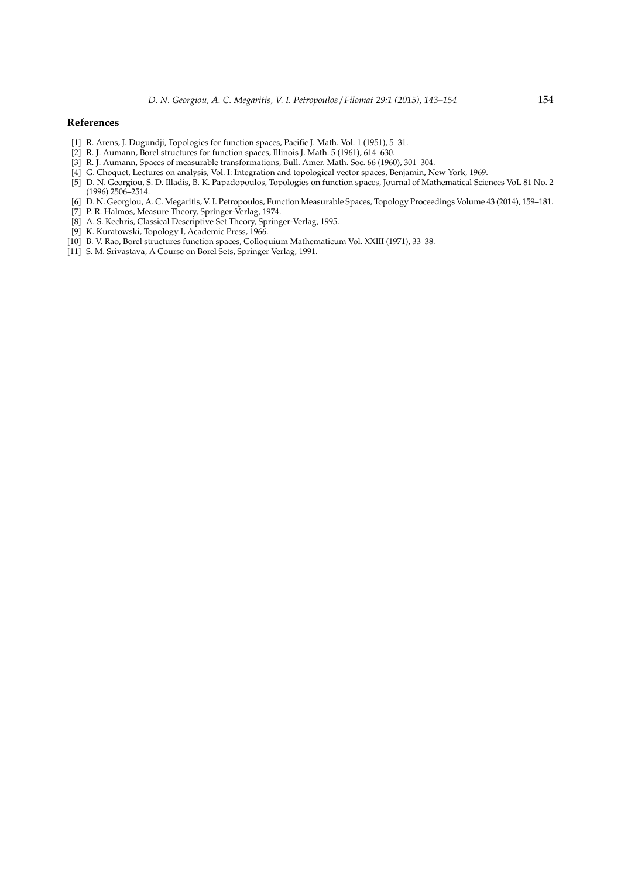## References

[1] R. Arens, J. Dugundji, Topologies for function spaces, Pacific J. Math. Vol. 1 (1951), 5–31.

[2] R. J. Aumann, Borel structures for function spaces, Illinois J. Math. 5 (1961), 614–630.

[3] R. J. Aumann, Spaces of measurable transformations, Bull. Amer. Math. Soc. 66 (1960), 301–304.

[4] G. Choquet, Lectures on analysis, Vol. I: Integration and topological vector spaces, Benjamin, New York, 1969.

[5] D. N. Georgiou, S. D. Illadis, B. K. Papadopoulos, Topologies on function spaces, Journal of Mathematical Sciences VoL 81 No. 2 (1996) 2506–2514.

[6] D. N. Georgiou, A. C. Megaritis, V. I. Petropoulos, Function Measurable Spaces, Topology Proceedings Volume 43 (2014), 159–181.

[7] P. R. Halmos, Measure Theory, Springer-Verlag, 1974.

[8] A. S. Kechris, Classical Descriptive Set Theory, Springer-Verlag, 1995.

[9] K. Kuratowski, Topology I, Academic Press, 1966.

[10] B. V. Rao, Borel structures function spaces, Colloquium Mathematicum Vol. XXIII (1971), 33–38.

[11] S. M. Srivastava, A Course on Borel Sets, Springer Verlag, 1991.